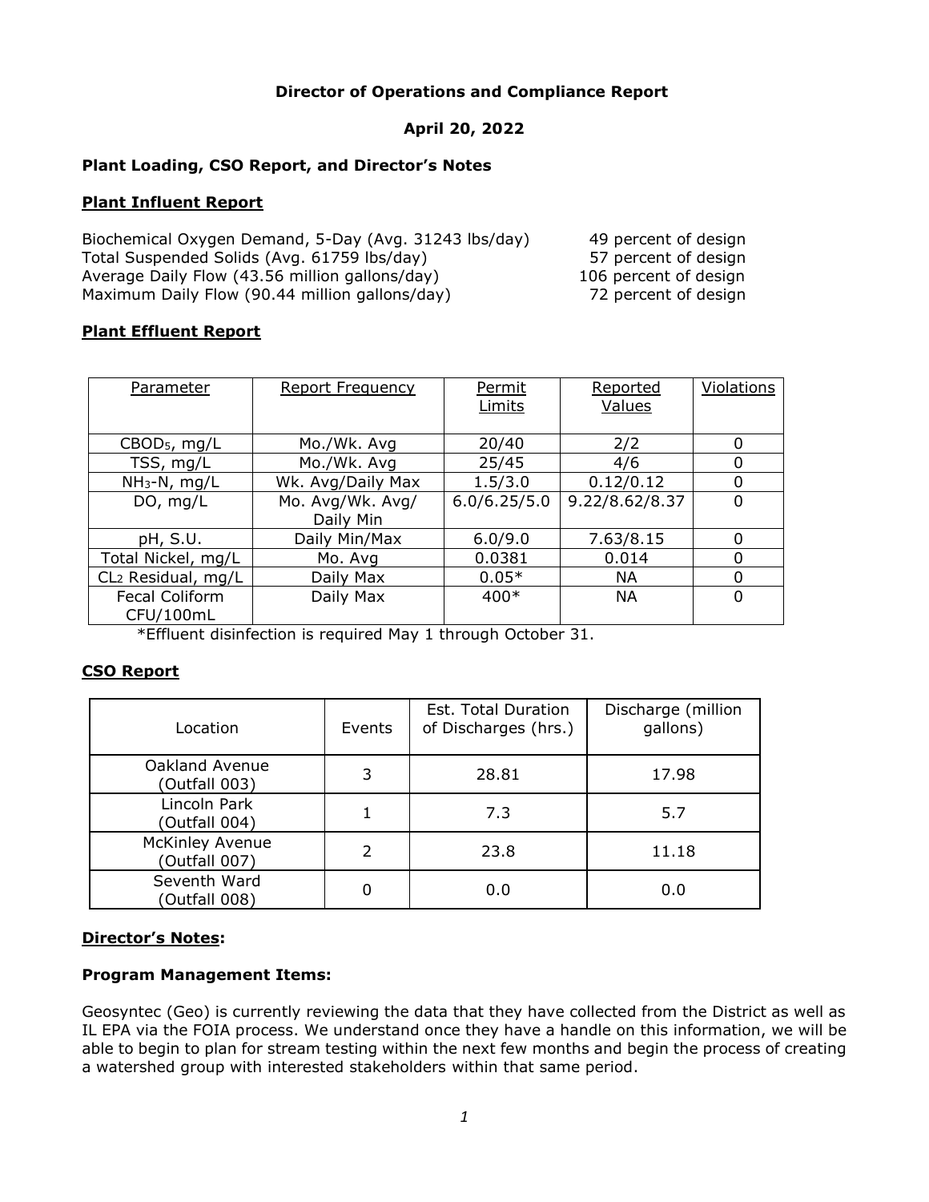**Director of Operations and Compliance Report**

**April 20, 2022**

**Plant Loading, CSO Report, and Director's Notes**

**Plant Influent Report**

| | |
|---|---|
| Biochemical Oxygen Demand, 5-Day (Avg. 31243 lbs/day) | 49 percent of design |
| Total Suspended Solids (Avg. 61759 lbs/day) | 57 percent of design |
| Average Daily Flow (43.56 million gallons/day) | 106 percent of design |
| Maximum Daily Flow (90.44 million gallons/day) | 72 percent of design |

**Plant Effluent Report**

| Parameter | Report Frequency | Permit Limits | Reported Values | Violations |
|---|---|---|---|---|
| $CBOD_5$, mg/L | Mo./Wk. Avg | 20/40 | 2/2 | 0 |
| TSS, mg/L | Mo./Wk. Avg | 25/45 | 4/6 | 0 |
| $NH_3$-N, mg/L | Wk. Avg/Daily Max | 1.5/3.0 | 0.12/0.12 | 0 |
| DO, mg/L | Mo. Avg/Wk. Avg/ Daily Min | 6.0/6.25/5.0 | 9.22/8.62/8.37 | 0 |
| pH, S.U. | Daily Min/Max | 6.0/9.0 | 7.63/8.15 | 0 |
| Total Nickel, mg/L | Mo. Avg | 0.0381 | 0.014 | 0 |
| $CL_2$ Residual, mg/L | Daily Max | 0.05* | NA | 0 |
| Fecal Coliform CFU/100mL | Daily Max | 400* | NA | 0 |

*Effluent disinfection is required May 1 through October 31.

**CSO Report**

| Location | Events | Est. Total Duration of Discharges (hrs.) | Discharge (million gallons) |
|---|---|---|---|
| Oakland Avenue (Outfall 003) | 3 | 28.81 | 17.98 |
| Lincoln Park (Outfall 004) | 1 | 7.3 | 5.7 |
| McKinley Avenue (Outfall 007) | 2 | 23.8 | 11.18 |
| Seventh Ward (Outfall 008) | 0 | 0.0 | 0.0 |

**Director's Notes:**

**Program Management Items:**

Geosyntec (Geo) is currently reviewing the data that they have collected from the District as well as IL EPA via the FOIA process. We understand once they have a handle on this information, we will be able to begin to plan for stream testing within the next few months and begin the process of creating a watershed group with interested stakeholders within that same period.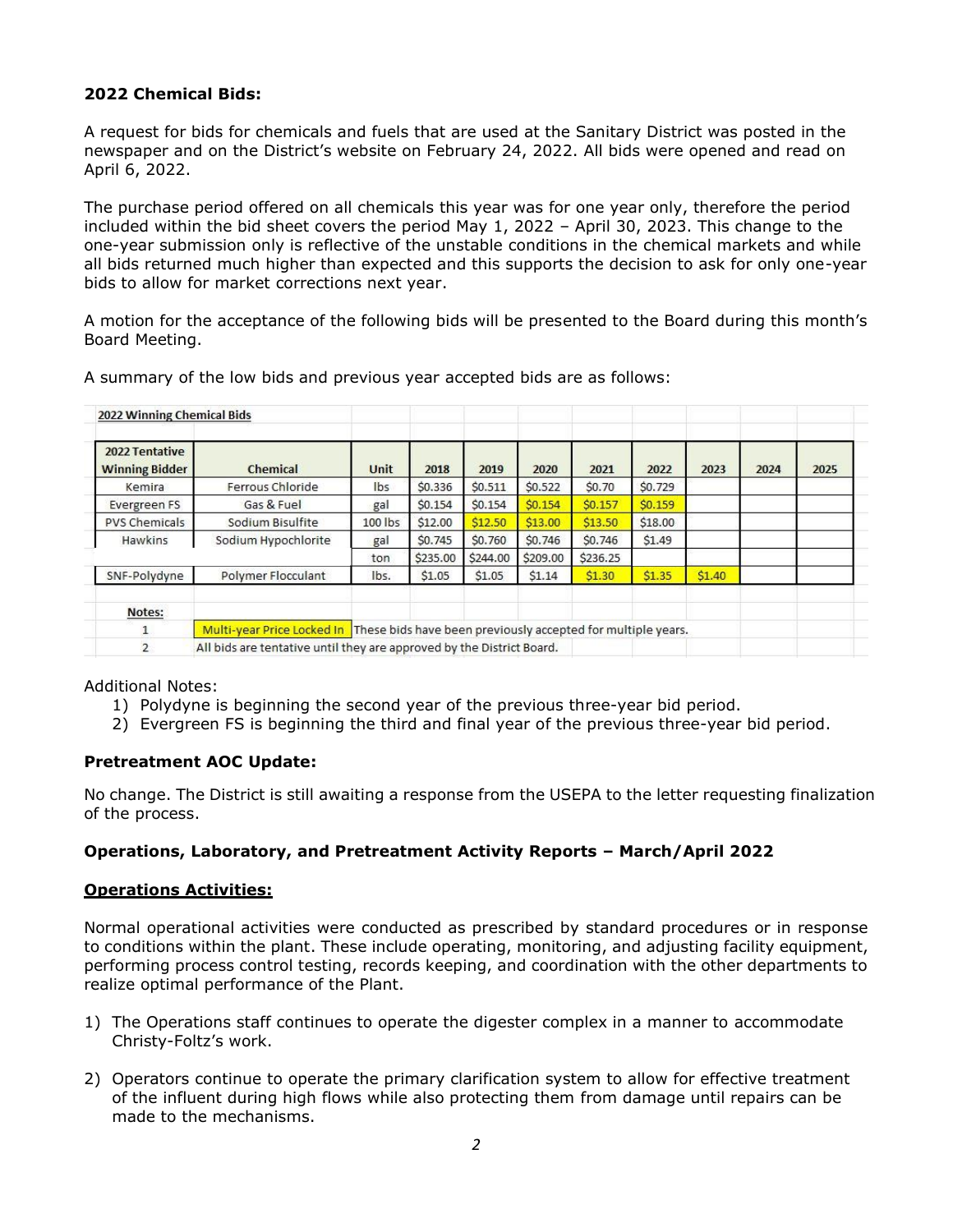**2022 Chemical Bids:**

A request for bids for chemicals and fuels that are used at the Sanitary District was posted in the newspaper and on the District's website on February 24, 2022. All bids were opened and read on April 6, 2022.

The purchase period offered on all chemicals this year was for one year only, therefore the period included within the bid sheet covers the period May 1, 2022 – April 30, 2023. This change to the one-year submission only is reflective of the unstable conditions in the chemical markets and while all bids returned much higher than expected and this supports the decision to ask for only one-year bids to allow for market corrections next year.

A motion for the acceptance of the following bids will be presented to the Board during this month's Board Meeting.

A summary of the low bids and previous year accepted bids are as follows:

**2022 Winning Chemical Bids**

| 2022 Tentative Winning Bidder | Chemical | Unit | 2018 | 2019 | 2020 | 2021 | 2022 | 2023 | 2024 | 2025 |
|---|---|---|---|---|---|---|---|---|---|---|
| Kemira | Ferrous Chloride | lbs | $0.336 | $0.511 | $0.522 | $0.70 | $0.729 | | | |
| Evergreen FS | Gas & Fuel | gal | $0.154 | $0.154 | $0.154 | $0.157 | $0.159 | | | |
| PVS Chemicals | Sodium Bisulfite | 100 lbs | $12.00 | $12.50 | $13.00 | $13.50 | $18.00 | | | |
| Hawkins | Sodium Hypochlorite | gal | $0.745 | $0.760 | $0.746 | $0.746 | $1.49 | | | |
| | | ton | $235.00 | $244.00 | $209.00 | $236.25 | | | | |
| SNF-Polydyne | Polymer Flocculant | lbs. | $1.05 | $1.05 | $1.14 | $1.30 | $1.35 | $1.40 | | |

Notes:

1. Multi-year Price Locked In — These bids have been previously accepted for multiple years.
2. All bids are tentative until they are approved by the District Board.

Additional Notes:

1) Polydyne is beginning the second year of the previous three-year bid period.
2) Evergreen FS is beginning the third and final year of the previous three-year bid period.

**Pretreatment AOC Update:**

No change. The District is still awaiting a response from the USEPA to the letter requesting finalization of the process.

**Operations, Laboratory, and Pretreatment Activity Reports – March/April 2022**

**Operations Activities:**

Normal operational activities were conducted as prescribed by standard procedures or in response to conditions within the plant. These include operating, monitoring, and adjusting facility equipment, performing process control testing, records keeping, and coordination with the other departments to realize optimal performance of the Plant.

1) The Operations staff continues to operate the digester complex in a manner to accommodate Christy-Foltz's work.

2) Operators continue to operate the primary clarification system to allow for effective treatment of the influent during high flows while also protecting them from damage until repairs can be made to the mechanisms.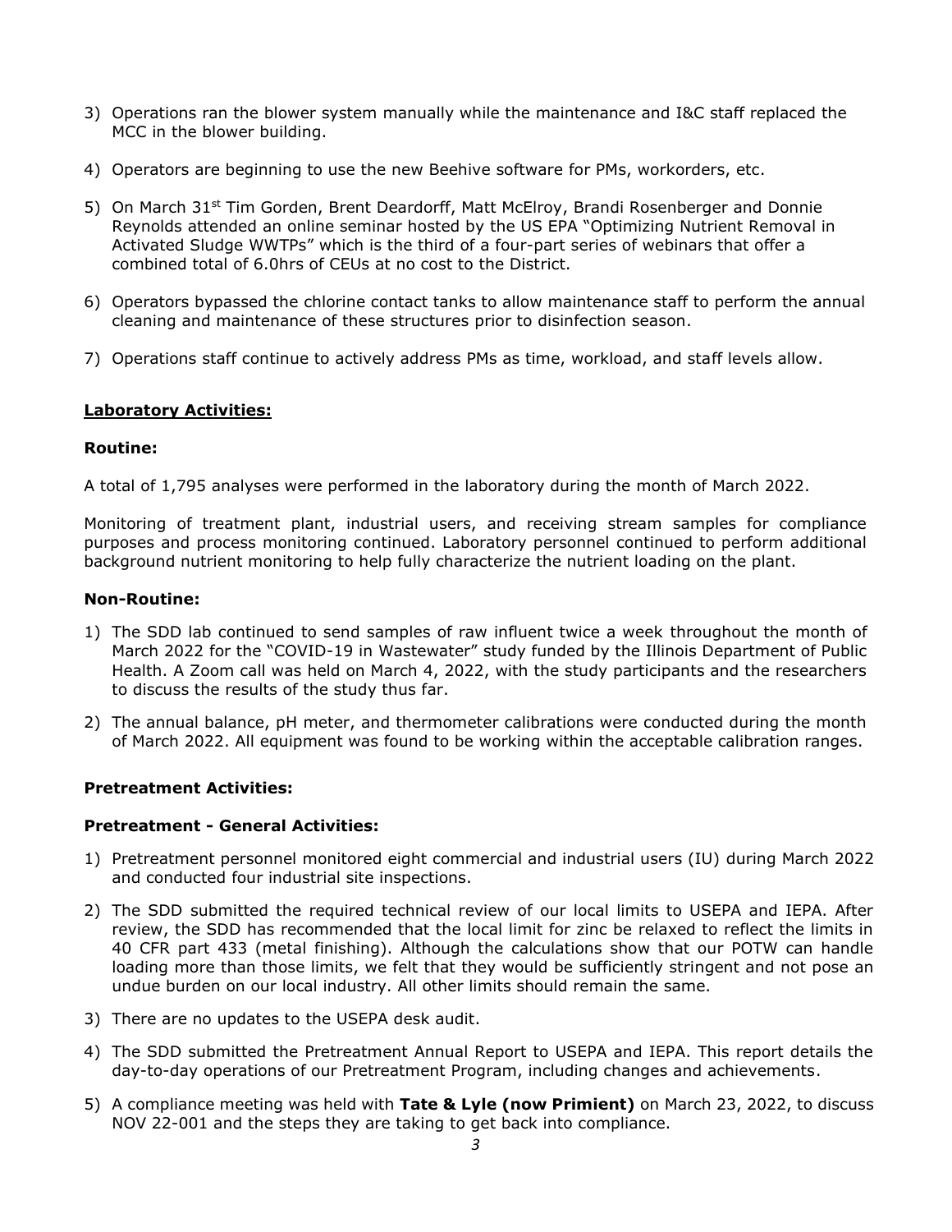3) Operations ran the blower system manually while the maintenance and I&C staff replaced the MCC in the blower building.

4) Operators are beginning to use the new Beehive software for PMs, workorders, etc.

5) On March 31st Tim Gorden, Brent Deardorff, Matt McElroy, Brandi Rosenberger and Donnie Reynolds attended an online seminar hosted by the US EPA "Optimizing Nutrient Removal in Activated Sludge WWTPs" which is the third of a four-part series of webinars that offer a combined total of 6.0hrs of CEUs at no cost to the District.

6) Operators bypassed the chlorine contact tanks to allow maintenance staff to perform the annual cleaning and maintenance of these structures prior to disinfection season.

7) Operations staff continue to actively address PMs as time, workload, and staff levels allow.

## <u>Laboratory Activities:</u>

### Routine:

A total of 1,795 analyses were performed in the laboratory during the month of March 2022.

Monitoring of treatment plant, industrial users, and receiving stream samples for compliance purposes and process monitoring continued. Laboratory personnel continued to perform additional background nutrient monitoring to help fully characterize the nutrient loading on the plant.

### Non-Routine:

1) The SDD lab continued to send samples of raw influent twice a week throughout the month of March 2022 for the "COVID-19 in Wastewater" study funded by the Illinois Department of Public Health. A Zoom call was held on March 4, 2022, with the study participants and the researchers to discuss the results of the study thus far.

2) The annual balance, pH meter, and thermometer calibrations were conducted during the month of March 2022. All equipment was found to be working within the acceptable calibration ranges.

## Pretreatment Activities:

### Pretreatment - General Activities:

1) Pretreatment personnel monitored eight commercial and industrial users (IU) during March 2022 and conducted four industrial site inspections.

2) The SDD submitted the required technical review of our local limits to USEPA and IEPA. After review, the SDD has recommended that the local limit for zinc be relaxed to reflect the limits in 40 CFR part 433 (metal finishing). Although the calculations show that our POTW can handle loading more than those limits, we felt that they would be sufficiently stringent and not pose an undue burden on our local industry. All other limits should remain the same.

3) There are no updates to the USEPA desk audit.

4) The SDD submitted the Pretreatment Annual Report to USEPA and IEPA. This report details the day-to-day operations of our Pretreatment Program, including changes and achievements.

5) A compliance meeting was held with **Tate & Lyle (now Primient)** on March 23, 2022, to discuss NOV 22-001 and the steps they are taking to get back into compliance.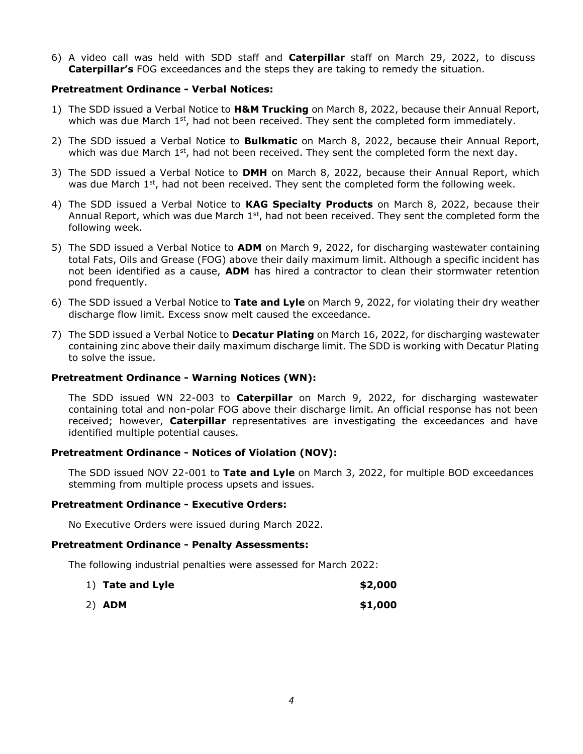6) A video call was held with SDD staff and **Caterpillar** staff on March 29, 2022, to discuss **Caterpillar's** FOG exceedances and the steps they are taking to remedy the situation.

**Pretreatment Ordinance - Verbal Notices:**

1) The SDD issued a Verbal Notice to **H&M Trucking** on March 8, 2022, because their Annual Report, which was due March 1st, had not been received. They sent the completed form immediately.
2) The SDD issued a Verbal Notice to **Bulkmatic** on March 8, 2022, because their Annual Report, which was due March 1st, had not been received. They sent the completed form the next day.
3) The SDD issued a Verbal Notice to **DMH** on March 8, 2022, because their Annual Report, which was due March 1st, had not been received. They sent the completed form the following week.
4) The SDD issued a Verbal Notice to **KAG Specialty Products** on March 8, 2022, because their Annual Report, which was due March 1st, had not been received. They sent the completed form the following week.
5) The SDD issued a Verbal Notice to **ADM** on March 9, 2022, for discharging wastewater containing total Fats, Oils and Grease (FOG) above their daily maximum limit. Although a specific incident has not been identified as a cause, **ADM** has hired a contractor to clean their stormwater retention pond frequently.
6) The SDD issued a Verbal Notice to **Tate and Lyle** on March 9, 2022, for violating their dry weather discharge flow limit. Excess snow melt caused the exceedance.
7) The SDD issued a Verbal Notice to **Decatur Plating** on March 16, 2022, for discharging wastewater containing zinc above their daily maximum discharge limit. The SDD is working with Decatur Plating to solve the issue.

**Pretreatment Ordinance - Warning Notices (WN):**

The SDD issued WN 22-003 to **Caterpillar** on March 9, 2022, for discharging wastewater containing total and non-polar FOG above their discharge limit. An official response has not been received; however, **Caterpillar** representatives are investigating the exceedances and have identified multiple potential causes.

**Pretreatment Ordinance - Notices of Violation (NOV):**

The SDD issued NOV 22-001 to **Tate and Lyle** on March 3, 2022, for multiple BOD exceedances stemming from multiple process upsets and issues.

**Pretreatment Ordinance - Executive Orders:**

No Executive Orders were issued during March 2022.

**Pretreatment Ordinance - Penalty Assessments:**

The following industrial penalties were assessed for March 2022:

1) **Tate and Lyle** **$2,000**
2) **ADM** **$1,000**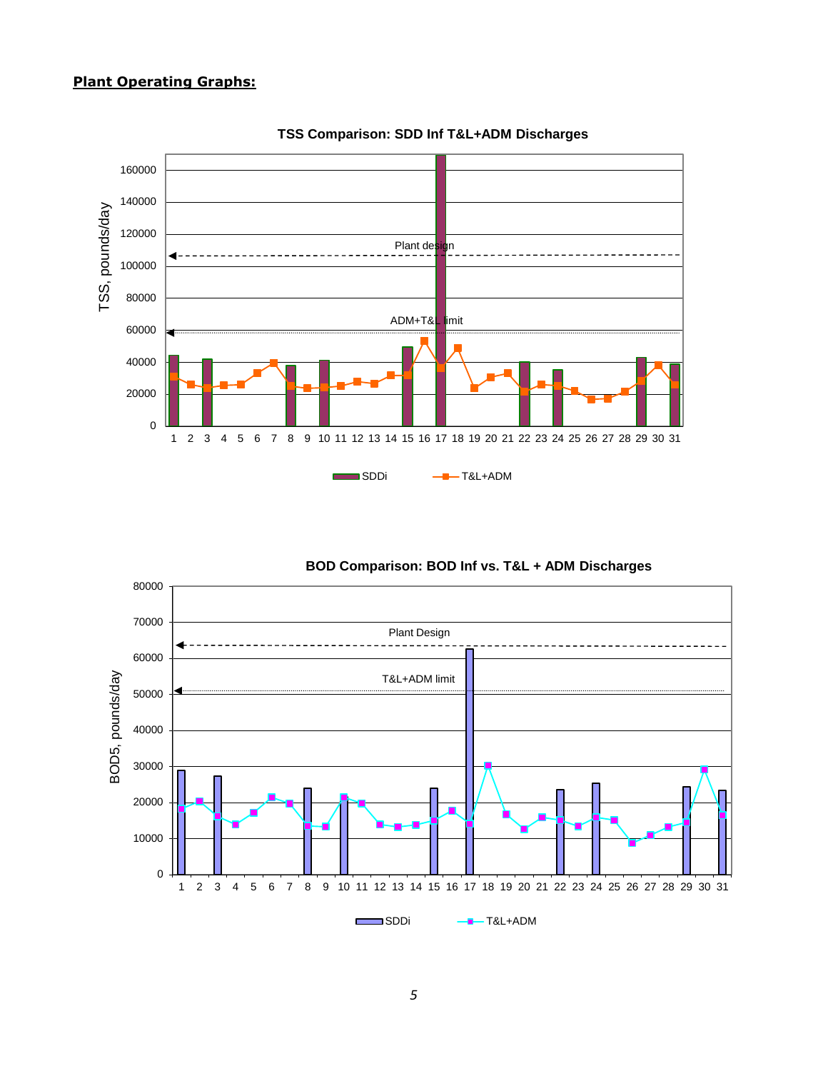**Plant Operating Graphs:**

TSS Comparison: SDD Inf T&L+ADM Discharges

TSS, pounds/day

160000
140000
120000
100000
80000
60000
40000
20000
0

Plant design

ADM+T&L limit

1 2 3 4 5 6 7 8 9 10 11 12 13 14 15 16 17 18 19 20 21 22 23 24 25 26 27 28 29 30 31

SDDi
T&L+ADM

BOD Comparison: BOD Inf vs. T&L + ADM Discharges

BOD5, pounds/day

80000
70000
60000
50000
40000
30000
20000
10000
0

Plant Design

T&L+ADM limit

1 2 3 4 5 6 7 8 9 10 11 12 13 14 15 16 17 18 19 20 21 22 23 24 25 26 27 28 29 30 31

SDDi
T&L+ADM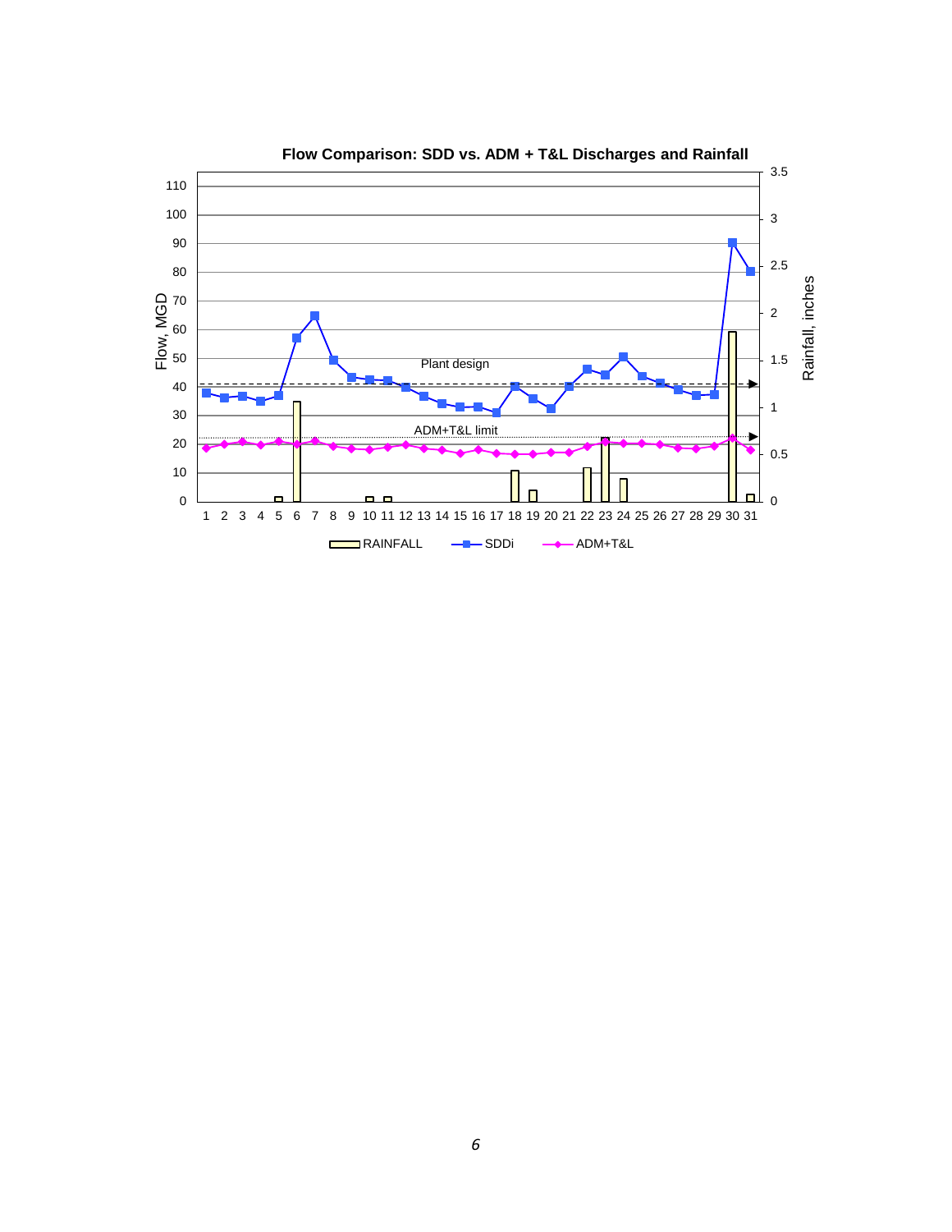**Flow Comparison: SDD vs. ADM + T&L Discharges and Rainfall**

Flow, MGD

110
100
90
80
70
60
50
40
30
20
10
0

Rainfall, inches

3.5
3
2.5
2
1.5
1
0.5
0

Plant design

ADM+T&L limit

1 2 3 4 5 6 7 8 9 10 11 12 13 14 15 16 17 18 19 20 21 22 23 24 25 26 27 28 29 30 31

RAINFALL SDDi ADM+T&L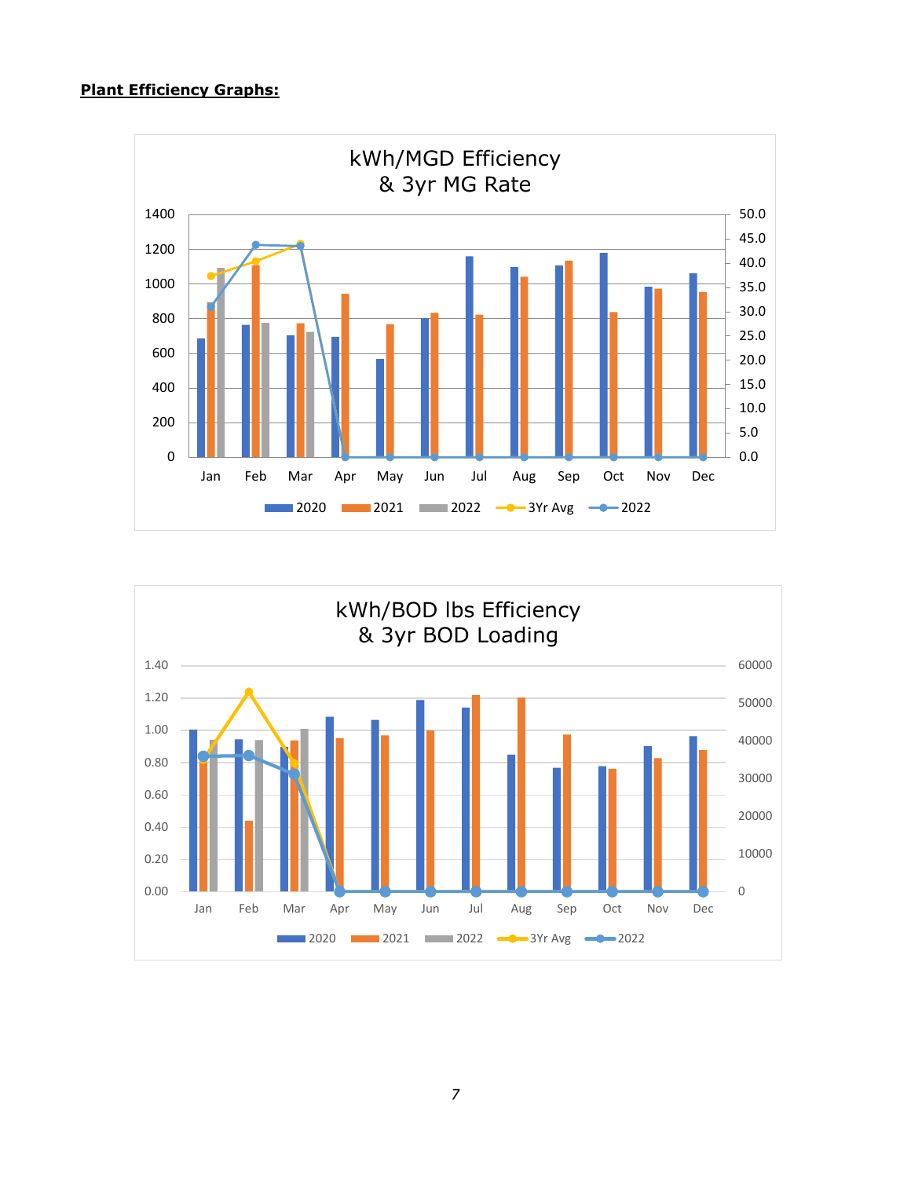**Plant Efficiency Graphs:**

kWh/MGD Efficiency
& 3yr MG Rate

1400
1200
1000
800
600
400
200
0

50.0
45.0
40.0
35.0
30.0
25.0
20.0
15.0
10.0
5.0
0.0

Jan Feb Mar Apr May Jun Jul Aug Sep Oct Nov Dec

2020 2021 2022 3Yr Avg 2022

kWh/BOD lbs Efficiency
& 3yr BOD Loading

1.40
1.20
1.00
0.80
0.60
0.40
0.20
0.00

60000
50000
40000
30000
20000
10000
0

Jan Feb Mar Apr May Jun Jul Aug Sep Oct Nov Dec

2020 2021 2022 3Yr Avg 2022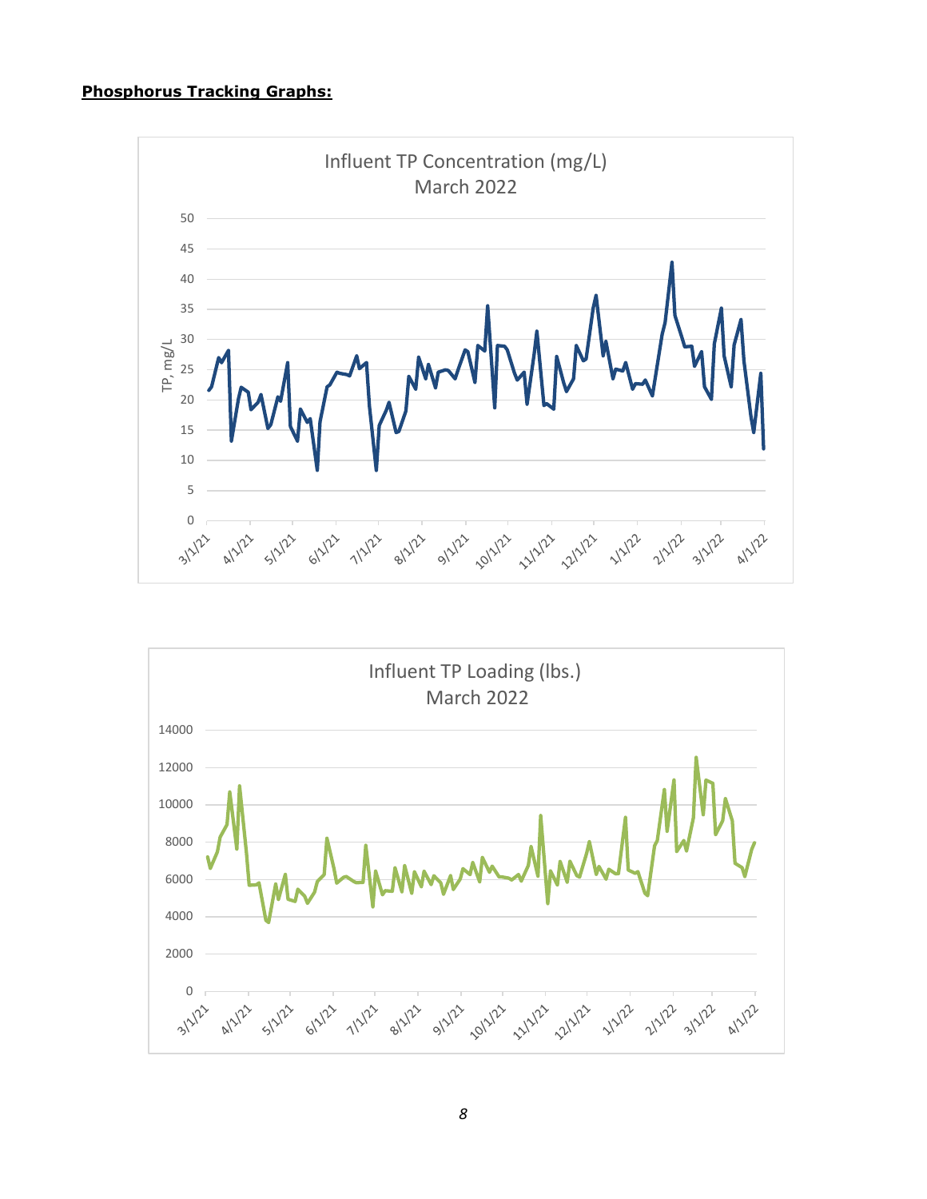**Phosphorus Tracking Graphs:**

Influent TP Concentration (mg/L)
March 2022

TP, mg/L

0
5
10
15
20
25
30
35
40
45
50

3/1/21 4/1/21 5/1/21 6/1/21 7/1/21 8/1/21 9/1/21 10/1/21 11/1/21 12/1/21 1/1/22 2/1/22 3/1/22 4/1/22

Influent TP Loading (lbs.)
March 2022

0
2000
4000
6000
8000
10000
12000
14000

3/1/21 4/1/21 5/1/21 6/1/21 7/1/21 8/1/21 9/1/21 10/1/21 11/1/21 12/1/21 1/1/22 2/1/22 3/1/22 4/1/22